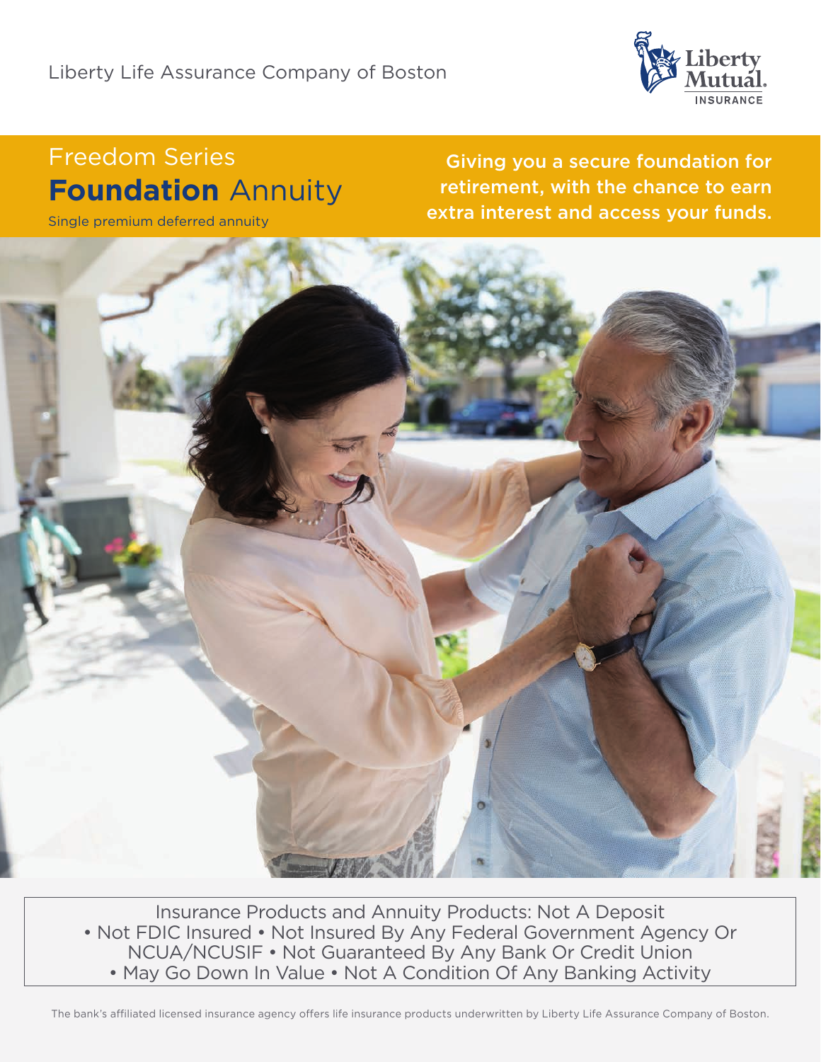Liberty Life Assurance Company of Boston

Liberty Mutual. INSURANCE

# Freedom Series
# **Foundation** Annuity

Single premium deferred annuity

**Giving you a secure foundation for retirement, with the chance to earn extra interest and access your funds.**

Insurance Products and Annuity Products: Not A Deposit
• Not FDIC Insured • Not Insured By Any Federal Government Agency Or NCUA/NCUSIF • Not Guaranteed By Any Bank Or Credit Union
• May Go Down In Value • Not A Condition Of Any Banking Activity

The bank's affiliated licensed insurance agency offers life insurance products underwritten by Liberty Life Assurance Company of Boston.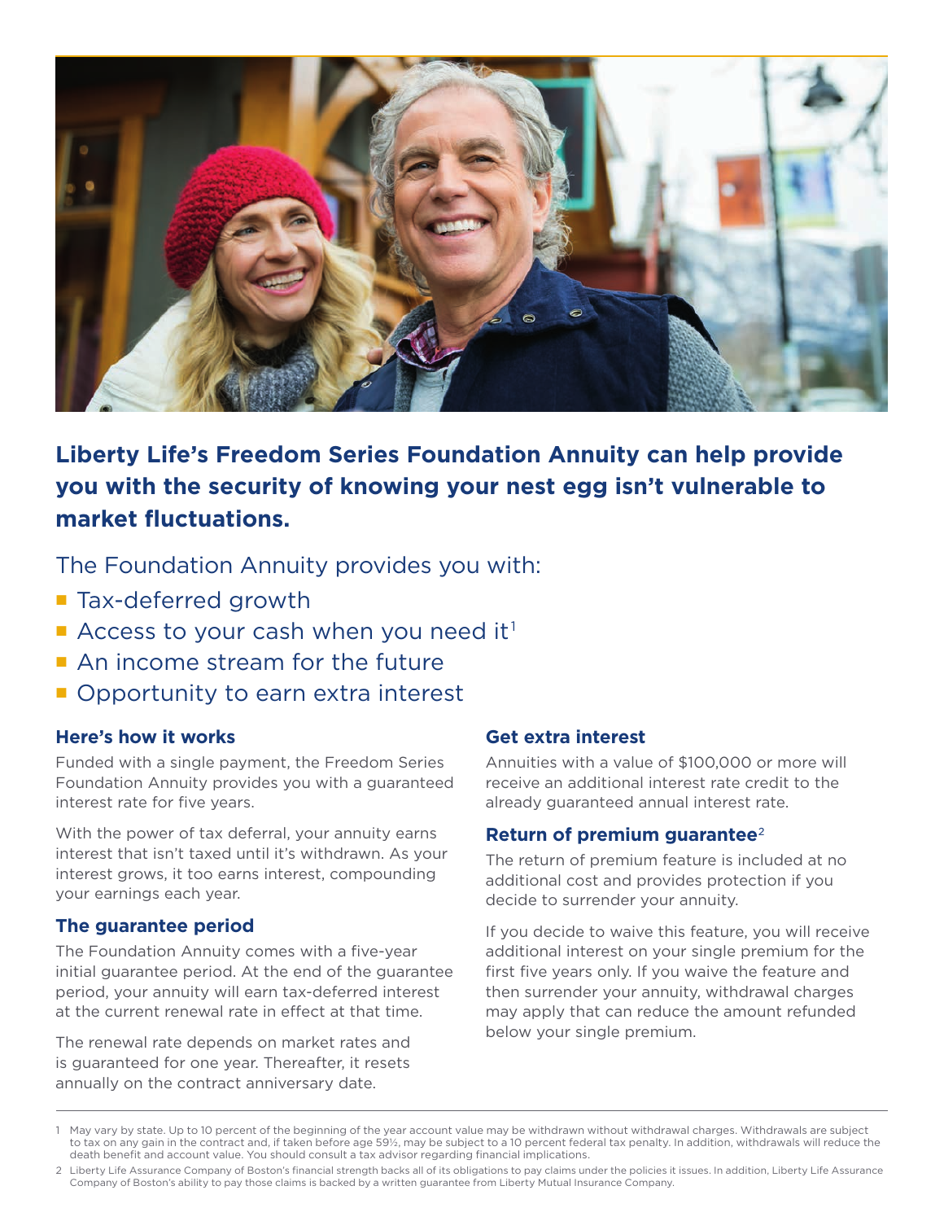## Liberty Life's Freedom Series Foundation Annuity can help provide you with the security of knowing your nest egg isn't vulnerable to market fluctuations.

The Foundation Annuity provides you with:

- Tax-deferred growth
- Access to your cash when you need it[1]
- An income stream for the future
- Opportunity to earn extra interest

### Here's how it works

Funded with a single payment, the Freedom Series Foundation Annuity provides you with a guaranteed interest rate for five years.

With the power of tax deferral, your annuity earns interest that isn't taxed until it's withdrawn. As your interest grows, it too earns interest, compounding your earnings each year.

### The guarantee period

The Foundation Annuity comes with a five-year initial guarantee period. At the end of the guarantee period, your annuity will earn tax-deferred interest at the current renewal rate in effect at that time.

The renewal rate depends on market rates and is guaranteed for one year. Thereafter, it resets annually on the contract anniversary date.

### Get extra interest

Annuities with a value of $100,000 or more will receive an additional interest rate credit to the already guaranteed annual interest rate.

### Return of premium guarantee[2]

The return of premium feature is included at no additional cost and provides protection if you decide to surrender your annuity.

If you decide to waive this feature, you will receive additional interest on your single premium for the first five years only. If you waive the feature and then surrender your annuity, withdrawal charges may apply that can reduce the amount refunded below your single premium.

---

1 May vary by state. Up to 10 percent of the beginning of the year account value may be withdrawn without withdrawal charges. Withdrawals are subject to tax on any gain in the contract and, if taken before age 59½, may be subject to a 10 percent federal tax penalty. In addition, withdrawals will reduce the death benefit and account value. You should consult a tax advisor regarding financial implications.

2 Liberty Life Assurance Company of Boston's financial strength backs all of its obligations to pay claims under the policies it issues. In addition, Liberty Life Assurance Company of Boston's ability to pay those claims is backed by a written guarantee from Liberty Mutual Insurance Company.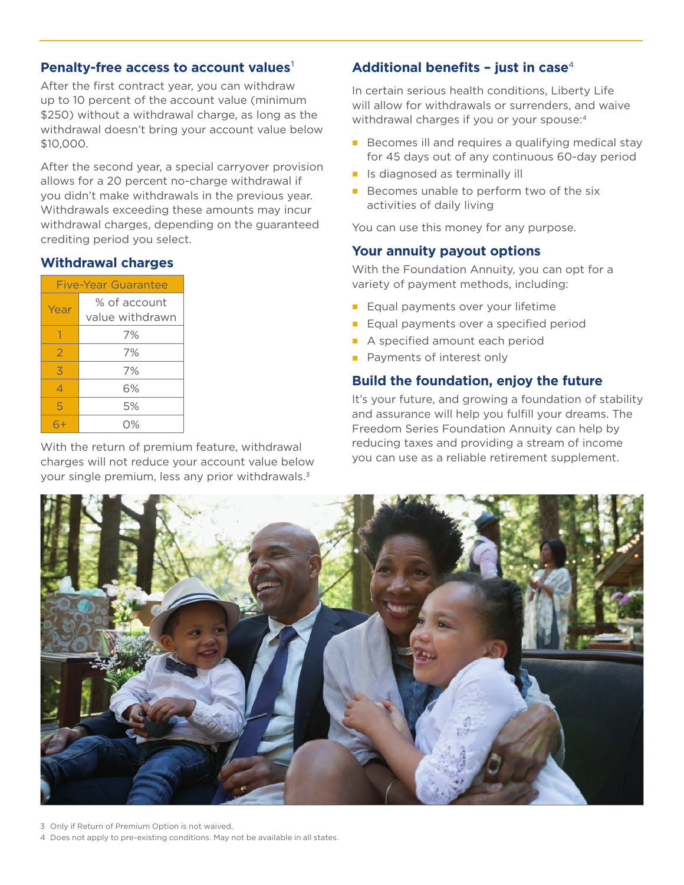## Penalty-free access to account values[1]

After the first contract year, you can withdraw up to 10 percent of the account value (minimum $250) without a withdrawal charge, as long as the withdrawal doesn't bring your account value below $10,000.

After the second year, a special carryover provision allows for a 20 percent no-charge withdrawal if you didn't make withdrawals in the previous year. Withdrawals exceeding these amounts may incur withdrawal charges, depending on the guaranteed crediting period you select.

## Withdrawal charges

| Five-Year Guarantee | |
|---|---|
| Year | % of account value withdrawn |
| 1 | 7% |
| 2 | 7% |
| 3 | 7% |
| 4 | 6% |
| 5 | 5% |
| 6+ | 0% |

With the return of premium feature, withdrawal charges will not reduce your account value below your single premium, less any prior withdrawals.[3]

## Additional benefits – just in case[4]

In certain serious health conditions, Liberty Life will allow for withdrawals or surrenders, and waive withdrawal charges if you or your spouse:[4]

- Becomes ill and requires a qualifying medical stay for 45 days out of any continuous 60-day period
- Is diagnosed as terminally ill
- Becomes unable to perform two of the six activities of daily living

You can use this money for any purpose.

## Your annuity payout options

With the Foundation Annuity, you can opt for a variety of payment methods, including:

- Equal payments over your lifetime
- Equal payments over a specified period
- A specified amount each period
- Payments of interest only

## Build the foundation, enjoy the future

It's your future, and growing a foundation of stability and assurance will help you fulfill your dreams. The Freedom Series Foundation Annuity can help by reducing taxes and providing a stream of income you can use as a reliable retirement supplement.

3 Only if Return of Premium Option is not waived.
4 Does not apply to pre-existing conditions. May not be available in all states.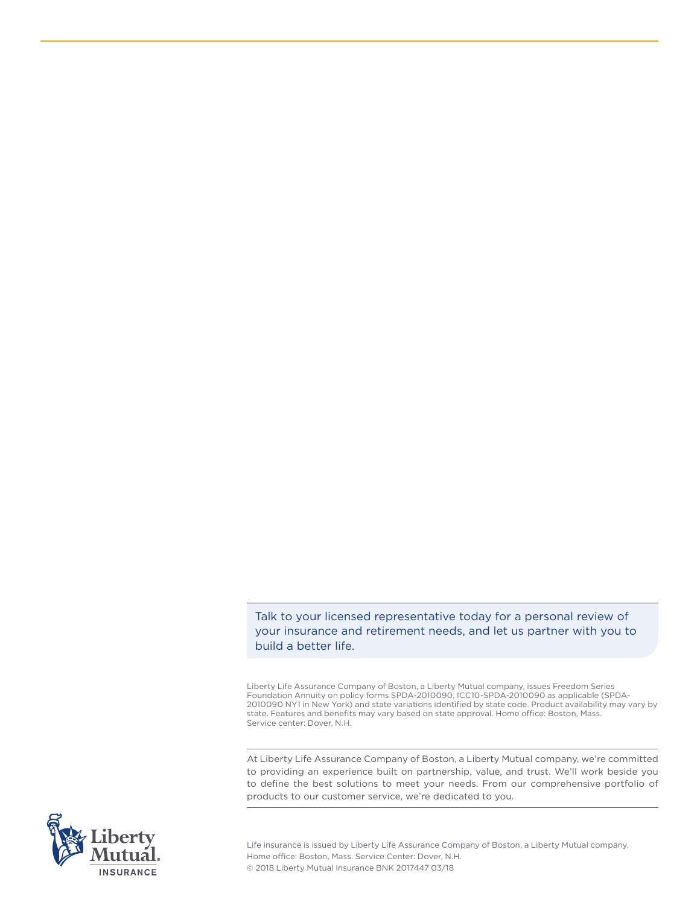Talk to your licensed representative today for a personal review of your insurance and retirement needs, and let us partner with you to build a better life.

Liberty Life Assurance Company of Boston, a Liberty Mutual company, issues Freedom Series Foundation Annuity on policy forms SPDA-2010090, ICC10-SPDA-2010090 as applicable (SPDA-2010090 NY1 in New York) and state variations identified by state code. Product availability may vary by state. Features and benefits may vary based on state approval. Home office: Boston, Mass. Service center: Dover, N.H.

At Liberty Life Assurance Company of Boston, a Liberty Mutual company, we're committed to providing an experience built on partnership, value, and trust. We'll work beside you to define the best solutions to meet your needs. From our comprehensive portfolio of products to our customer service, we're dedicated to you.

Liberty Mutual. INSURANCE

Life insurance is issued by Liberty Life Assurance Company of Boston, a Liberty Mutual company.
Home office: Boston, Mass. Service Center: Dover, N.H.
© 2018 Liberty Mutual Insurance BNK 2017447 03/18